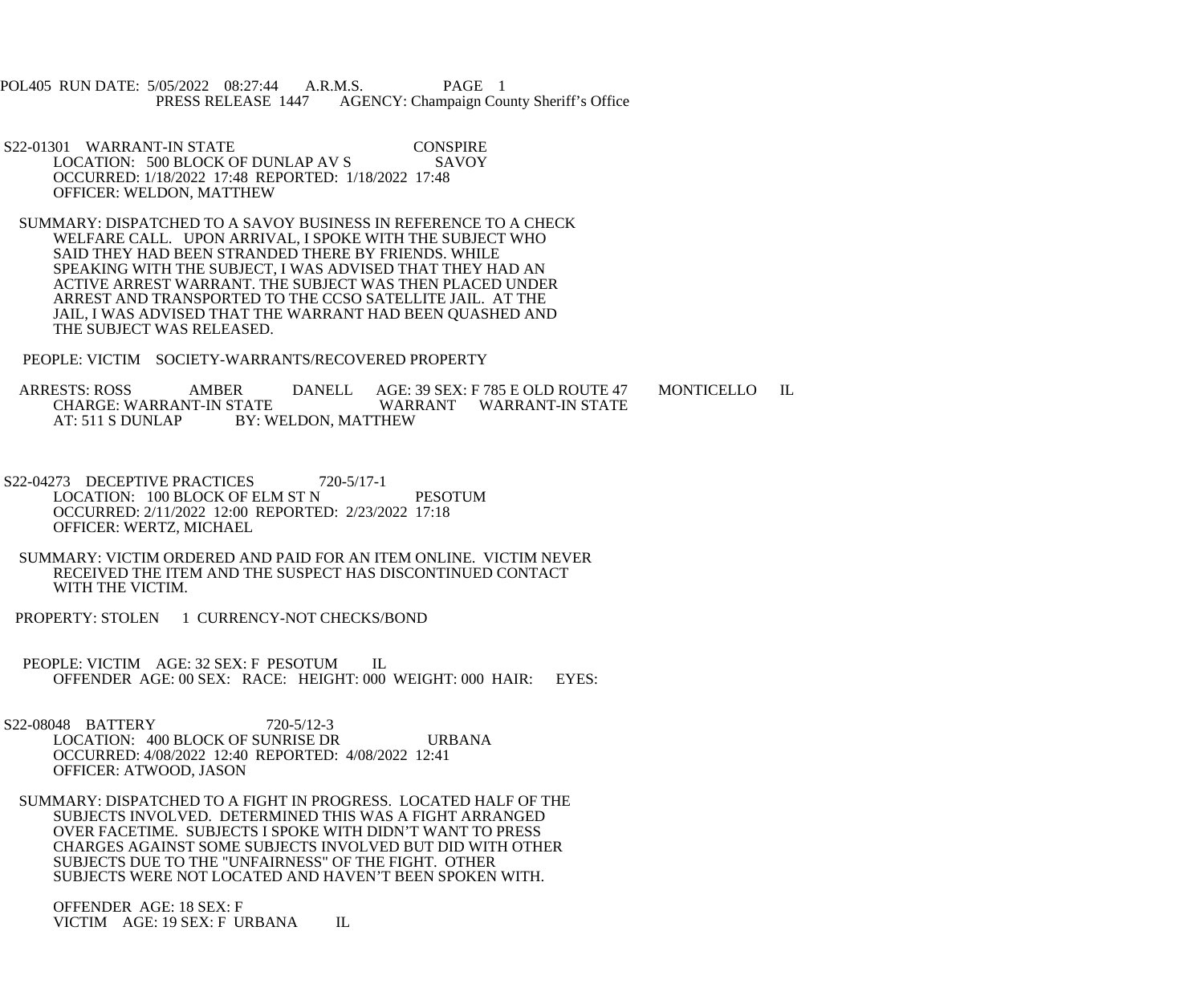POL405 RUN DATE: 5/05/2022 08:27:44 A.R.M.S. PAGE 1
PRESS RELEASE 1447 AGENCY: Champaign County Sheriff's Office

S22-01301 WARRANT-IN STATE CONSPIRE
LOCATION: 500 BLOCK OF DUNLAP AV S SAVOY
OCCURRED: 1/18/2022 17:48 REPORTED: 1/18/2022 17:48
OFFICER: WELDON, MATTHEW

SUMMARY: DISPATCHED TO A SAVOY BUSINESS IN REFERENCE TO A CHECK WELFARE CALL. UPON ARRIVAL, I SPOKE WITH THE SUBJECT WHO SAID THEY HAD BEEN STRANDED THERE BY FRIENDS. WHILE SPEAKING WITH THE SUBJECT, I WAS ADVISED THAT THEY HAD AN ACTIVE ARREST WARRANT. THE SUBJECT WAS THEN PLACED UNDER ARREST AND TRANSPORTED TO THE CCSO SATELLITE JAIL. AT THE JAIL, I WAS ADVISED THAT THE WARRANT HAD BEEN QUASHED AND THE SUBJECT WAS RELEASED.

PEOPLE: VICTIM SOCIETY-WARRANTS/RECOVERED PROPERTY

ARRESTS: ROSS AMBER DANELL AGE: 39 SEX: F 785 E OLD ROUTE 47 MONTICELLO IL
CHARGE: WARRANT-IN STATE WARRANT WARRANT-IN STATE
AT: 511 S DUNLAP BY: WELDON, MATTHEW

S22-04273 DECEPTIVE PRACTICES 720-5/17-1
LOCATION: 100 BLOCK OF ELM ST N PESOTUM
OCCURRED: 2/11/2022 12:00 REPORTED: 2/23/2022 17:18
OFFICER: WERTZ, MICHAEL

SUMMARY: VICTIM ORDERED AND PAID FOR AN ITEM ONLINE. VICTIM NEVER RECEIVED THE ITEM AND THE SUSPECT HAS DISCONTINUED CONTACT WITH THE VICTIM.

PROPERTY: STOLEN 1 CURRENCY-NOT CHECKS/BOND

PEOPLE: VICTIM AGE: 32 SEX: F PESOTUM IL
OFFENDER AGE: 00 SEX: RACE: HEIGHT: 000 WEIGHT: 000 HAIR: EYES:

S22-08048 BATTERY 720-5/12-3
LOCATION: 400 BLOCK OF SUNRISE DR URBANA
OCCURRED: 4/08/2022 12:40 REPORTED: 4/08/2022 12:41
OFFICER: ATWOOD, JASON

SUMMARY: DISPATCHED TO A FIGHT IN PROGRESS. LOCATED HALF OF THE SUBJECTS INVOLVED. DETERMINED THIS WAS A FIGHT ARRANGED OVER FACETIME. SUBJECTS I SPOKE WITH DIDN'T WANT TO PRESS CHARGES AGAINST SOME SUBJECTS INVOLVED BUT DID WITH OTHER SUBJECTS DUE TO THE "UNFAIRNESS" OF THE FIGHT. OTHER SUBJECTS WERE NOT LOCATED AND HAVEN'T BEEN SPOKEN WITH.

OFFENDER AGE: 18 SEX: F
VICTIM AGE: 19 SEX: F URBANA IL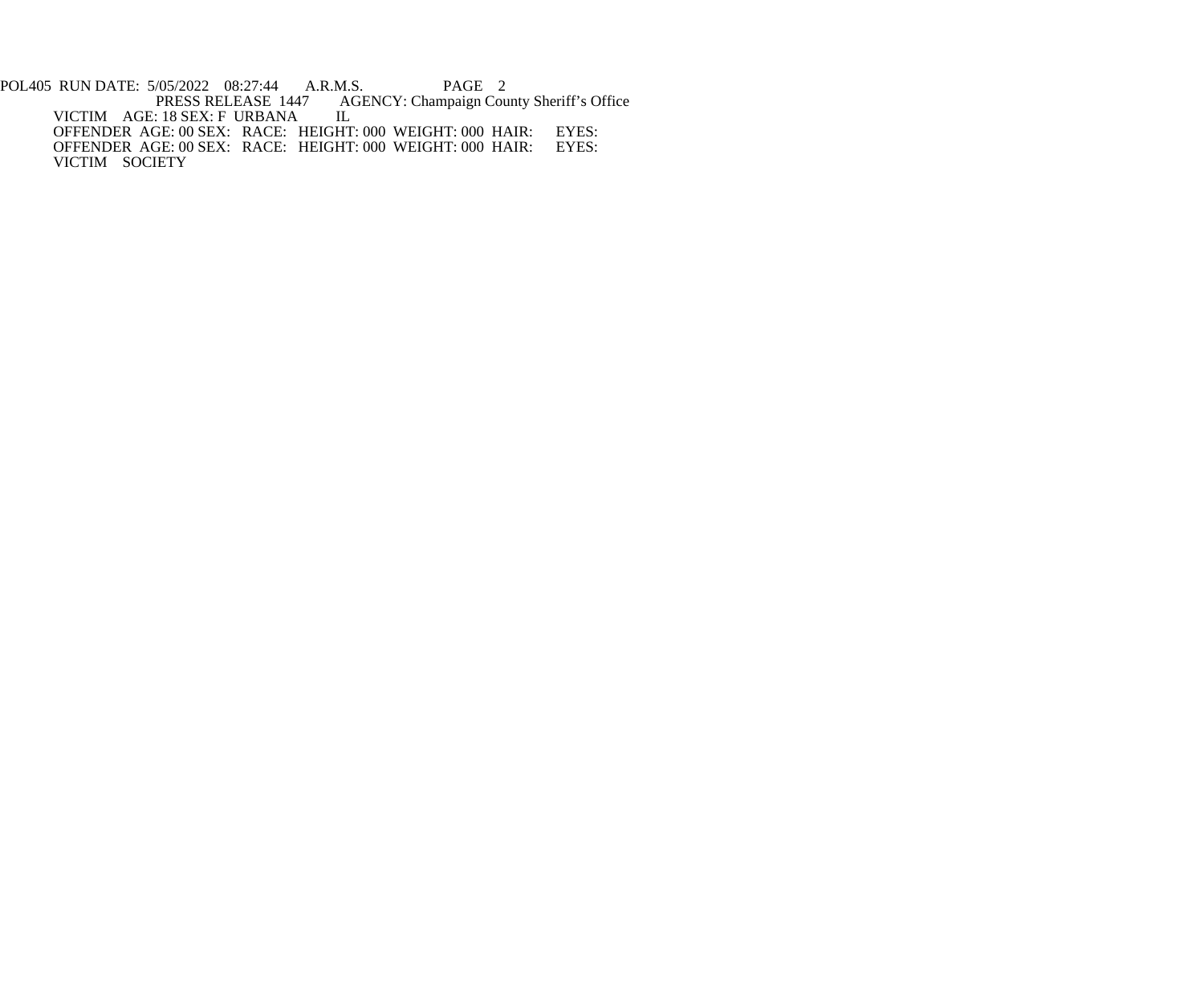PRESS RELEASE 1447 AGENCY: Champaign County Sheriff's Office

VICTIM AGE: 18 SEX: F URBANA IL

OFFENDER AGE: 00 SEX: RACE: HEIGHT: 000 WEIGHT: 000 HAIR: EYES:

OFFENDER AGE: 00 SEX: RACE: HEIGHT: 000 WEIGHT: 000 HAIR: EYES:

VICTIM SOCIETY